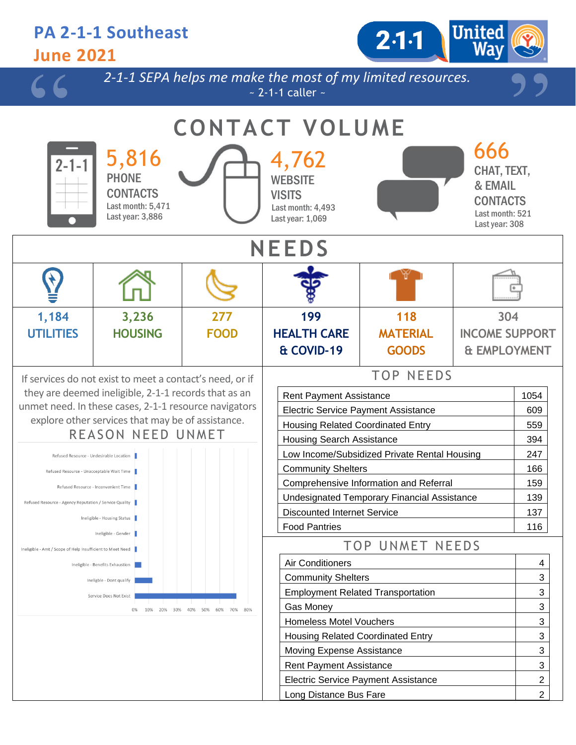# PA 2-1-1 Southeast

## June 2021

*2-1-1 SEPA helps me make the most of my limited resources.*
~ 2-1-1 caller ~

## CONTACT VOLUME

**5,816**
PHONE CONTACTS
Last month: 5,471
Last year: 3,886

**4,762**
WEBSITE VISITS
Last month: 4,493
Last year: 1,069

**666**
CHAT, TEXT, & EMAIL CONTACTS
Last month: 521
Last year: 308

## NEEDS

| 1,184 UTILITIES | 3,236 HOUSING | 277 FOOD | 199 HEALTH CARE & COVID-19 | 118 MATERIAL GOODS | 304 INCOME SUPPORT & EMPLOYMENT |
|---|---|---|---|---|---|

If services do not exist to meet a contact's need, or if they are deemed ineligible, 2-1-1 records that as an unmet need. In these cases, 2-1-1 resource navigators explore other services that may be of assistance.

### REASON NEED UNMET

- Refused Resource - Undesirable Location
- Refused Resource - Unacceptable Wait Time
- Refused Resource - Inconvenient Time
- Refused Resource - Agency Reputation / Service Quality
- Ineligible - Housing Status
- Ineligible - Gender
- Ineligible - Amt / Scope of Help Insufficient to Meet Need
- Ineligible - Benefits Exhaustion
- Ineligible - Dont qualify
- Service Does Not Exist

(Axis: 0% 10% 20% 30% 40% 50% 60% 70% 80%)

### TOP NEEDS

| Need | Count |
|---|---|
| Rent Payment Assistance | 1054 |
| Electric Service Payment Assistance | 609 |
| Housing Related Coordinated Entry | 559 |
| Housing Search Assistance | 394 |
| Low Income/Subsidized Private Rental Housing | 247 |
| Community Shelters | 166 |
| Comprehensive Information and Referral | 159 |
| Undesignated Temporary Financial Assistance | 139 |
| Discounted Internet Service | 137 |
| Food Pantries | 116 |

### TOP UNMET NEEDS

| Need | Count |
|---|---|
| Air Conditioners | 4 |
| Community Shelters | 3 |
| Employment Related Transportation | 3 |
| Gas Money | 3 |
| Homeless Motel Vouchers | 3 |
| Housing Related Coordinated Entry | 3 |
| Moving Expense Assistance | 3 |
| Rent Payment Assistance | 3 |
| Electric Service Payment Assistance | 2 |
| Long Distance Bus Fare | 2 |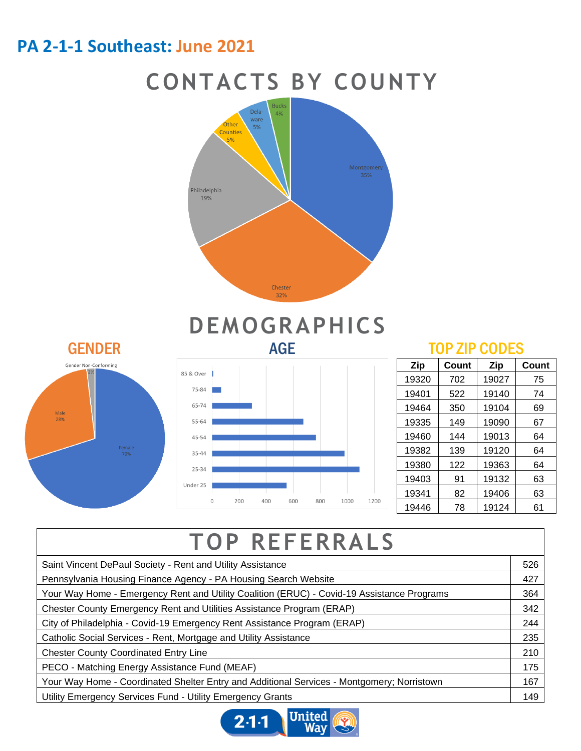# PA 2-1-1 Southeast: June 2021

## CONTACTS BY COUNTY

Montgomery 35%
Chester 32%
Philadelphia 19%
Other Counties 5%
Delaware 5%
Bucks 4%

## DEMOGRAPHICS

### GENDER

Female 70%
Male 28%
Gender Non-Conforming 2%

### AGE

85 & Over
75-84
65-74
55-64
45-54
35-44
25-34
Under 25

0 200 400 600 800 1000 1200

### TOP ZIP CODES

| Zip | Count | Zip | Count |
|---|---|---|---|
| 19320 | 702 | 19027 | 75 |
| 19401 | 522 | 19140 | 74 |
| 19464 | 350 | 19104 | 69 |
| 19335 | 149 | 19090 | 67 |
| 19460 | 144 | 19013 | 64 |
| 19382 | 139 | 19120 | 64 |
| 19380 | 122 | 19363 | 64 |
| 19403 | 91 | 19132 | 63 |
| 19341 | 82 | 19406 | 63 |
| 19446 | 78 | 19124 | 61 |

## TOP REFERRALS

| Referral | Count |
|---|---|
| Saint Vincent DePaul Society - Rent and Utility Assistance | 526 |
| Pennsylvania Housing Finance Agency - PA Housing Search Website | 427 |
| Your Way Home - Emergency Rent and Utility Coalition (ERUC) - Covid-19 Assistance Programs | 364 |
| Chester County Emergency Rent and Utilities Assistance Program (ERAP) | 342 |
| City of Philadelphia - Covid-19 Emergency Rent Assistance Program (ERAP) | 244 |
| Catholic Social Services - Rent, Mortgage and Utility Assistance | 235 |
| Chester County Coordinated Entry Line | 210 |
| PECO - Matching Energy Assistance Fund (MEAF) | 175 |
| Your Way Home - Coordinated Shelter Entry and Additional Services - Montgomery; Norristown | 167 |
| Utility Emergency Services Fund - Utility Emergency Grants | 149 |

2·1·1 United Way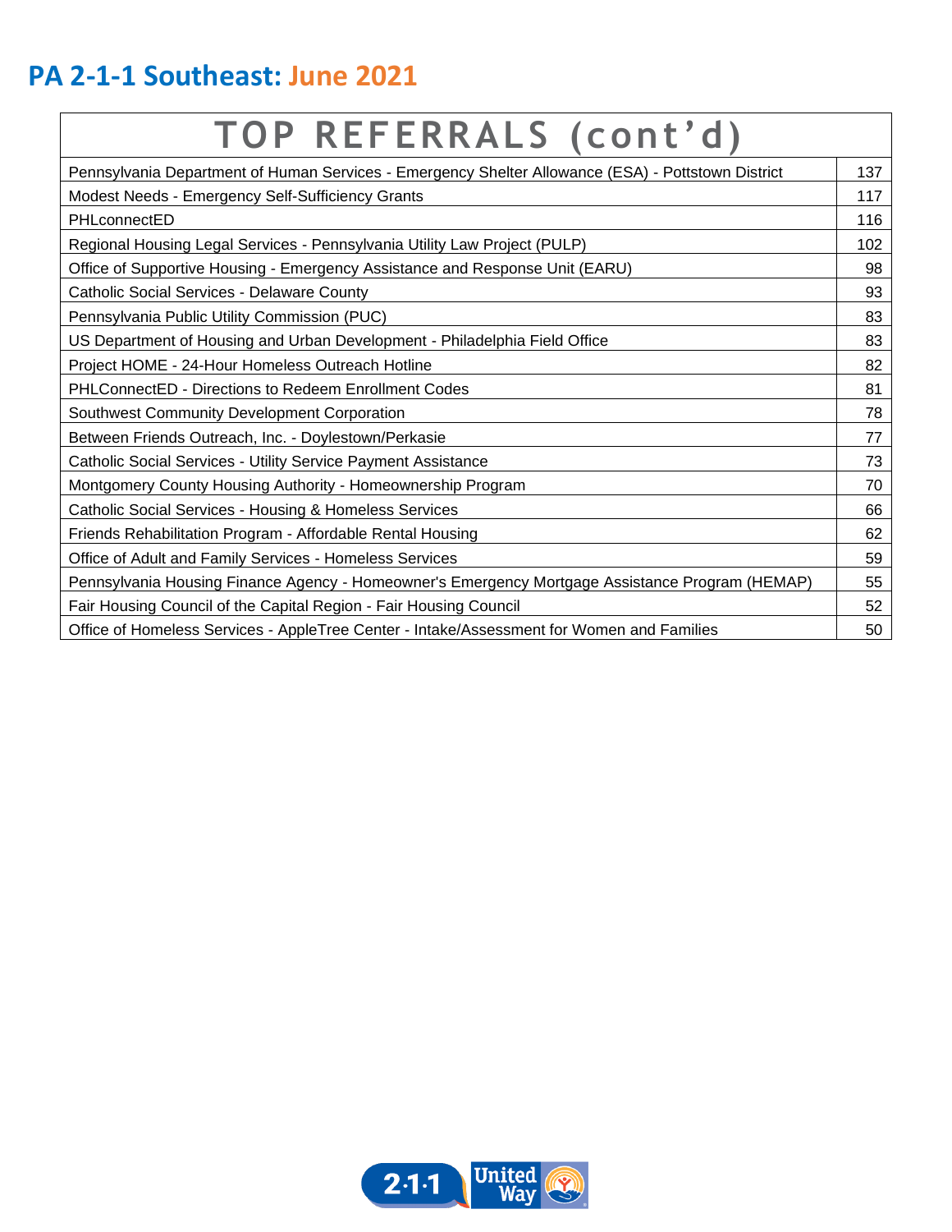## PA 2-1-1 Southeast: June 2021

| TOP REFERRALS (cont'd) | |
|---|---|
| Pennsylvania Department of Human Services - Emergency Shelter Allowance (ESA) - Pottstown District | 137 |
| Modest Needs - Emergency Self-Sufficiency Grants | 117 |
| PHLconnectED | 116 |
| Regional Housing Legal Services - Pennsylvania Utility Law Project (PULP) | 102 |
| Office of Supportive Housing - Emergency Assistance and Response Unit (EARU) | 98 |
| Catholic Social Services - Delaware County | 93 |
| Pennsylvania Public Utility Commission (PUC) | 83 |
| US Department of Housing and Urban Development - Philadelphia Field Office | 83 |
| Project HOME - 24-Hour Homeless Outreach Hotline | 82 |
| PHLConnectED - Directions to Redeem Enrollment Codes | 81 |
| Southwest Community Development Corporation | 78 |
| Between Friends Outreach, Inc. - Doylestown/Perkasie | 77 |
| Catholic Social Services - Utility Service Payment Assistance | 73 |
| Montgomery County Housing Authority - Homeownership Program | 70 |
| Catholic Social Services - Housing & Homeless Services | 66 |
| Friends Rehabilitation Program - Affordable Rental Housing | 62 |
| Office of Adult and Family Services - Homeless Services | 59 |
| Pennsylvania Housing Finance Agency - Homeowner's Emergency Mortgage Assistance Program (HEMAP) | 55 |
| Fair Housing Council of the Capital Region - Fair Housing Council | 52 |
| Office of Homeless Services - AppleTree Center - Intake/Assessment for Women and Families | 50 |